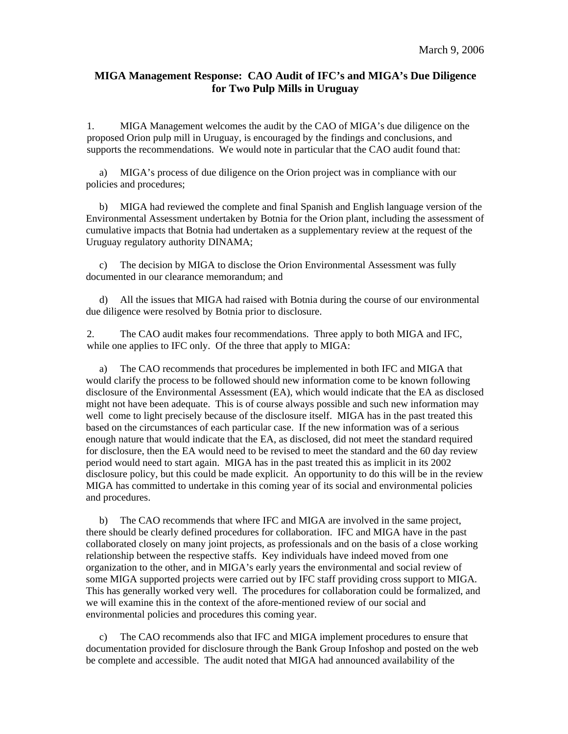March 9, 2006

## MIGA Management Response: CAO Audit of IFC's and MIGA's Due Diligence for Two Pulp Mills in Uruguay

1. MIGA Management welcomes the audit by the CAO of MIGA's due diligence on the proposed Orion pulp mill in Uruguay, is encouraged by the findings and conclusions, and supports the recommendations. We would note in particular that the CAO audit found that:

a) MIGA's process of due diligence on the Orion project was in compliance with our policies and procedures;

b) MIGA had reviewed the complete and final Spanish and English language version of the Environmental Assessment undertaken by Botnia for the Orion plant, including the assessment of cumulative impacts that Botnia had undertaken as a supplementary review at the request of the Uruguay regulatory authority DINAMA;

c) The decision by MIGA to disclose the Orion Environmental Assessment was fully documented in our clearance memorandum; and

d) All the issues that MIGA had raised with Botnia during the course of our environmental due diligence were resolved by Botnia prior to disclosure.

2. The CAO audit makes four recommendations. Three apply to both MIGA and IFC, while one applies to IFC only. Of the three that apply to MIGA:

a) The CAO recommends that procedures be implemented in both IFC and MIGA that would clarify the process to be followed should new information come to be known following disclosure of the Environmental Assessment (EA), which would indicate that the EA as disclosed might not have been adequate. This is of course always possible and such new information may well come to light precisely because of the disclosure itself. MIGA has in the past treated this based on the circumstances of each particular case. If the new information was of a serious enough nature that would indicate that the EA, as disclosed, did not meet the standard required for disclosure, then the EA would need to be revised to meet the standard and the 60 day review period would need to start again. MIGA has in the past treated this as implicit in its 2002 disclosure policy, but this could be made explicit. An opportunity to do this will be in the review MIGA has committed to undertake in this coming year of its social and environmental policies and procedures.

b) The CAO recommends that where IFC and MIGA are involved in the same project, there should be clearly defined procedures for collaboration. IFC and MIGA have in the past collaborated closely on many joint projects, as professionals and on the basis of a close working relationship between the respective staffs. Key individuals have indeed moved from one organization to the other, and in MIGA's early years the environmental and social review of some MIGA supported projects were carried out by IFC staff providing cross support to MIGA. This has generally worked very well. The procedures for collaboration could be formalized, and we will examine this in the context of the afore-mentioned review of our social and environmental policies and procedures this coming year.

c) The CAO recommends also that IFC and MIGA implement procedures to ensure that documentation provided for disclosure through the Bank Group Infoshop and posted on the web be complete and accessible. The audit noted that MIGA had announced availability of the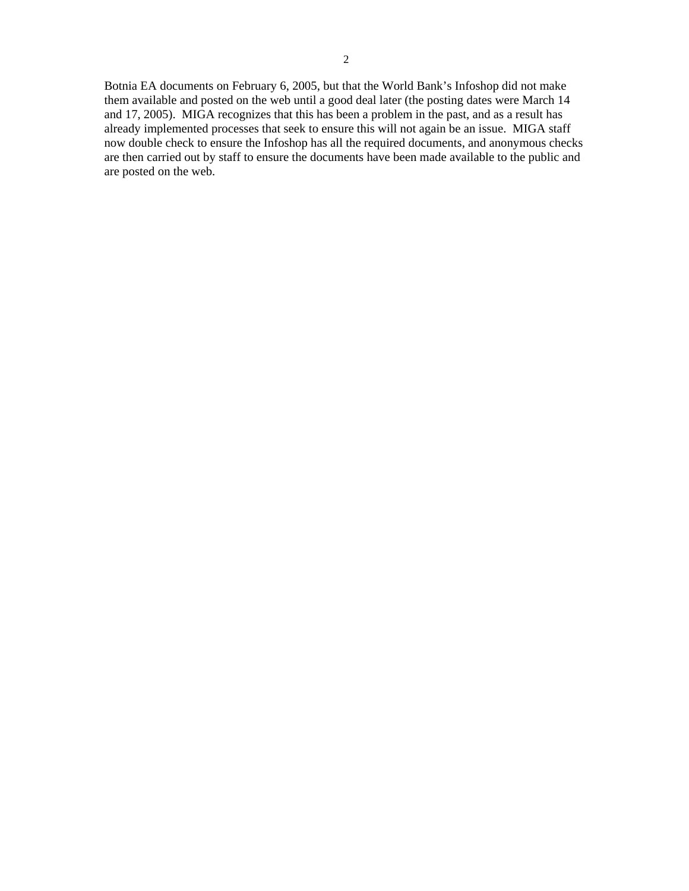Botnia EA documents on February 6, 2005, but that the World Bank's Infoshop did not make them available and posted on the web until a good deal later (the posting dates were March 14 and 17, 2005). MIGA recognizes that this has been a problem in the past, and as a result has already implemented processes that seek to ensure this will not again be an issue. MIGA staff now double check to ensure the Infoshop has all the required documents, and anonymous checks are then carried out by staff to ensure the documents have been made available to the public and are posted on the web.